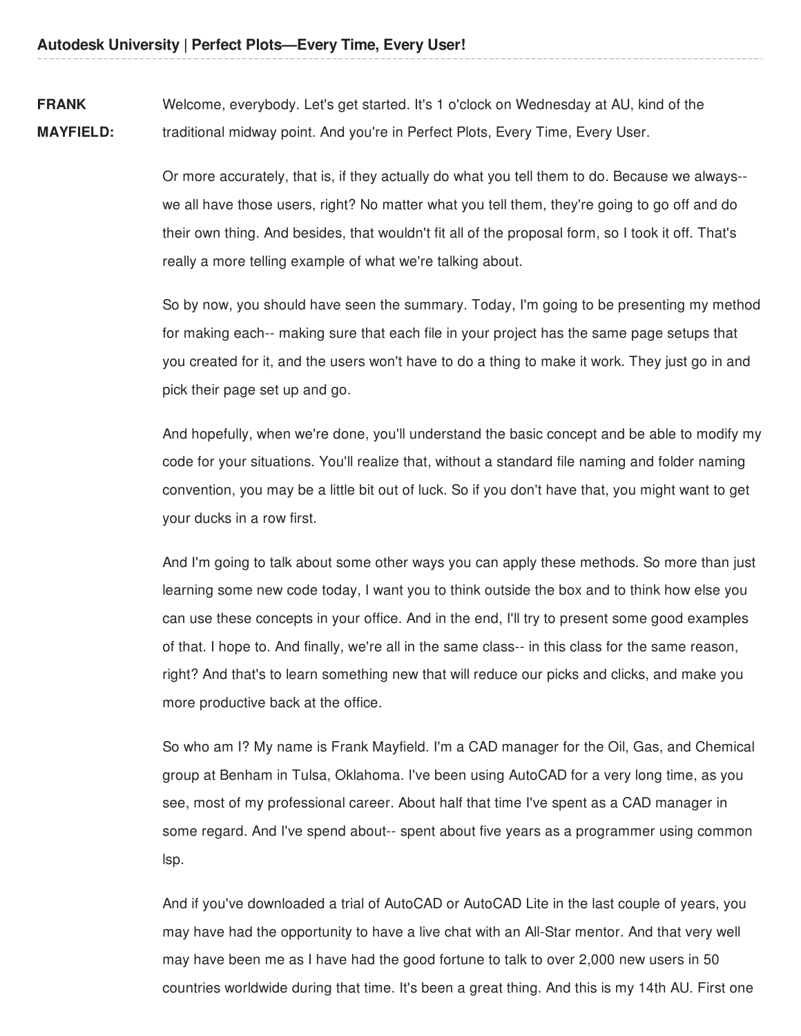**FRANK MAYFIELD:** Welcome, everybody. Let's get started. It's 1 o'clock on Wednesday at AU, kind of the traditional midway point. And you're in Perfect Plots, Every Time, Every User.

Or more accurately, that is, if they actually do what you tell them to do. Because we always-- we all have those users, right? No matter what you tell them, they're going to go off and do their own thing. And besides, that wouldn't fit all of the proposal form, so I took it off. That's really a more telling example of what we're talking about.

So by now, you should have seen the summary. Today, I'm going to be presenting my method for making each-- making sure that each file in your project has the same page setups that you created for it, and the users won't have to do a thing to make it work. They just go in and pick their page set up and go.

And hopefully, when we're done, you'll understand the basic concept and be able to modify my code for your situations. You'll realize that, without a standard file naming and folder naming convention, you may be a little bit out of luck. So if you don't have that, you might want to get your ducks in a row first.

And I'm going to talk about some other ways you can apply these methods. So more than just learning some new code today, I want you to think outside the box and to think how else you can use these concepts in your office. And in the end, I'll try to present some good examples of that. I hope to. And finally, we're all in the same class-- in this class for the same reason, right? And that's to learn something new that will reduce our picks and clicks, and make you more productive back at the office.

So who am I? My name is Frank Mayfield. I'm a CAD manager for the Oil, Gas, and Chemical group at Benham in Tulsa, Oklahoma. I've been using AutoCAD for a very long time, as you see, most of my professional career. About half that time I've spent as a CAD manager in some regard. And I've spend about-- spent about five years as a programmer using common lsp.

And if you've downloaded a trial of AutoCAD or AutoCAD Lite in the last couple of years, you may have had the opportunity to have a live chat with an All-Star mentor. And that very well may have been me as I have had the good fortune to talk to over 2,000 new users in 50 countries worldwide during that time. It's been a great thing. And this is my 14th AU. First one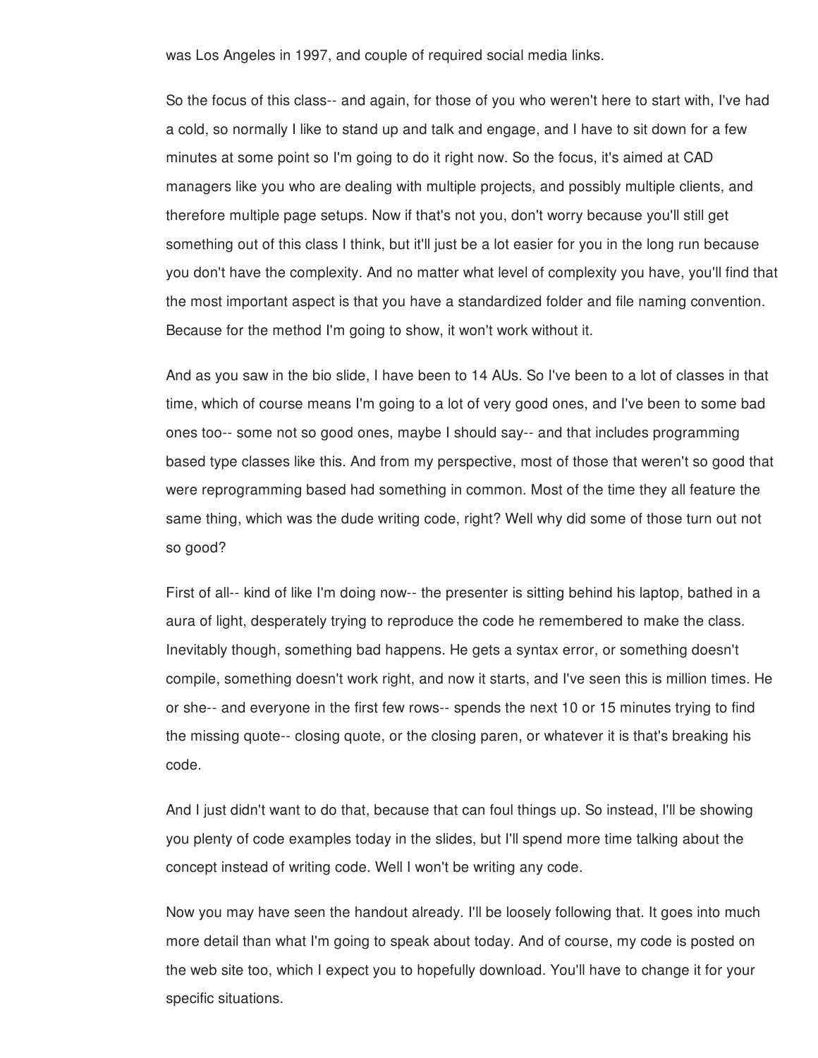was Los Angeles in 1997, and couple of required social media links.

So the focus of this class-- and again, for those of you who weren't here to start with, I've had a cold, so normally I like to stand up and talk and engage, and I have to sit down for a few minutes at some point so I'm going to do it right now. So the focus, it's aimed at CAD managers like you who are dealing with multiple projects, and possibly multiple clients, and therefore multiple page setups. Now if that's not you, don't worry because you'll still get something out of this class I think, but it'll just be a lot easier for you in the long run because you don't have the complexity. And no matter what level of complexity you have, you'll find that the most important aspect is that you have a standardized folder and file naming convention. Because for the method I'm going to show, it won't work without it.

And as you saw in the bio slide, I have been to 14 AUs. So I've been to a lot of classes in that time, which of course means I'm going to a lot of very good ones, and I've been to some bad ones too-- some not so good ones, maybe I should say-- and that includes programming based type classes like this. And from my perspective, most of those that weren't so good that were reprogramming based had something in common. Most of the time they all feature the same thing, which was the dude writing code, right? Well why did some of those turn out not so good?

First of all-- kind of like I'm doing now-- the presenter is sitting behind his laptop, bathed in a aura of light, desperately trying to reproduce the code he remembered to make the class. Inevitably though, something bad happens. He gets a syntax error, or something doesn't compile, something doesn't work right, and now it starts, and I've seen this is million times. He or she-- and everyone in the first few rows-- spends the next 10 or 15 minutes trying to find the missing quote-- closing quote, or the closing paren, or whatever it is that's breaking his code.

And I just didn't want to do that, because that can foul things up. So instead, I'll be showing you plenty of code examples today in the slides, but I'll spend more time talking about the concept instead of writing code. Well I won't be writing any code.

Now you may have seen the handout already. I'll be loosely following that. It goes into much more detail than what I'm going to speak about today. And of course, my code is posted on the web site too, which I expect you to hopefully download. You'll have to change it for your specific situations.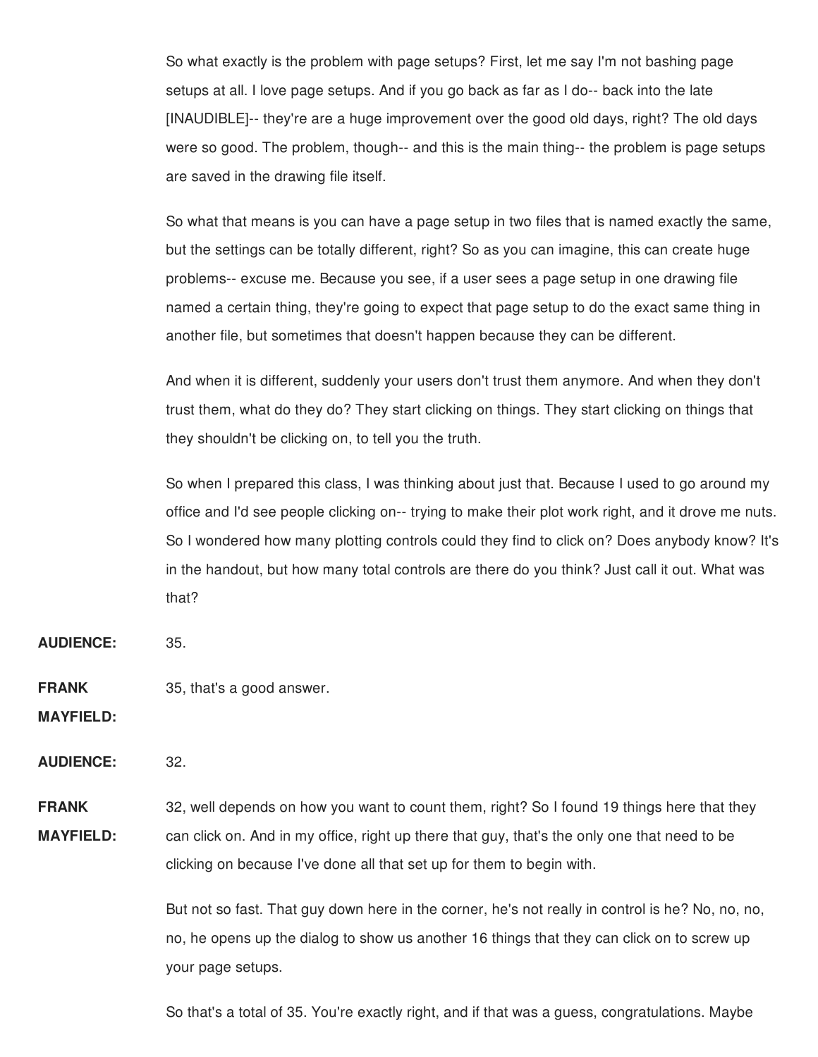So what exactly is the problem with page setups? First, let me say I'm not bashing page setups at all. I love page setups. And if you go back as far as I do-- back into the late [INAUDIBLE]-- they're are a huge improvement over the good old days, right? The old days were so good. The problem, though-- and this is the main thing-- the problem is page setups are saved in the drawing file itself.

So what that means is you can have a page setup in two files that is named exactly the same, but the settings can be totally different, right? So as you can imagine, this can create huge problems-- excuse me. Because you see, if a user sees a page setup in one drawing file named a certain thing, they're going to expect that page setup to do the exact same thing in another file, but sometimes that doesn't happen because they can be different.

And when it is different, suddenly your users don't trust them anymore. And when they don't trust them, what do they do? They start clicking on things. They start clicking on things that they shouldn't be clicking on, to tell you the truth.

So when I prepared this class, I was thinking about just that. Because I used to go around my office and I'd see people clicking on-- trying to make their plot work right, and it drove me nuts. So I wondered how many plotting controls could they find to click on? Does anybody know? It's in the handout, but how many total controls are there do you think? Just call it out. What was that?

**AUDIENCE:** 35.

**FRANK MAYFIELD:** 35, that's a good answer.

**AUDIENCE:** 32.

**FRANK MAYFIELD:** 32, well depends on how you want to count them, right? So I found 19 things here that they can click on. And in my office, right up there that guy, that's the only one that need to be clicking on because I've done all that set up for them to begin with.

But not so fast. That guy down here in the corner, he's not really in control is he? No, no, no, no, he opens up the dialog to show us another 16 things that they can click on to screw up your page setups.

So that's a total of 35. You're exactly right, and if that was a guess, congratulations. Maybe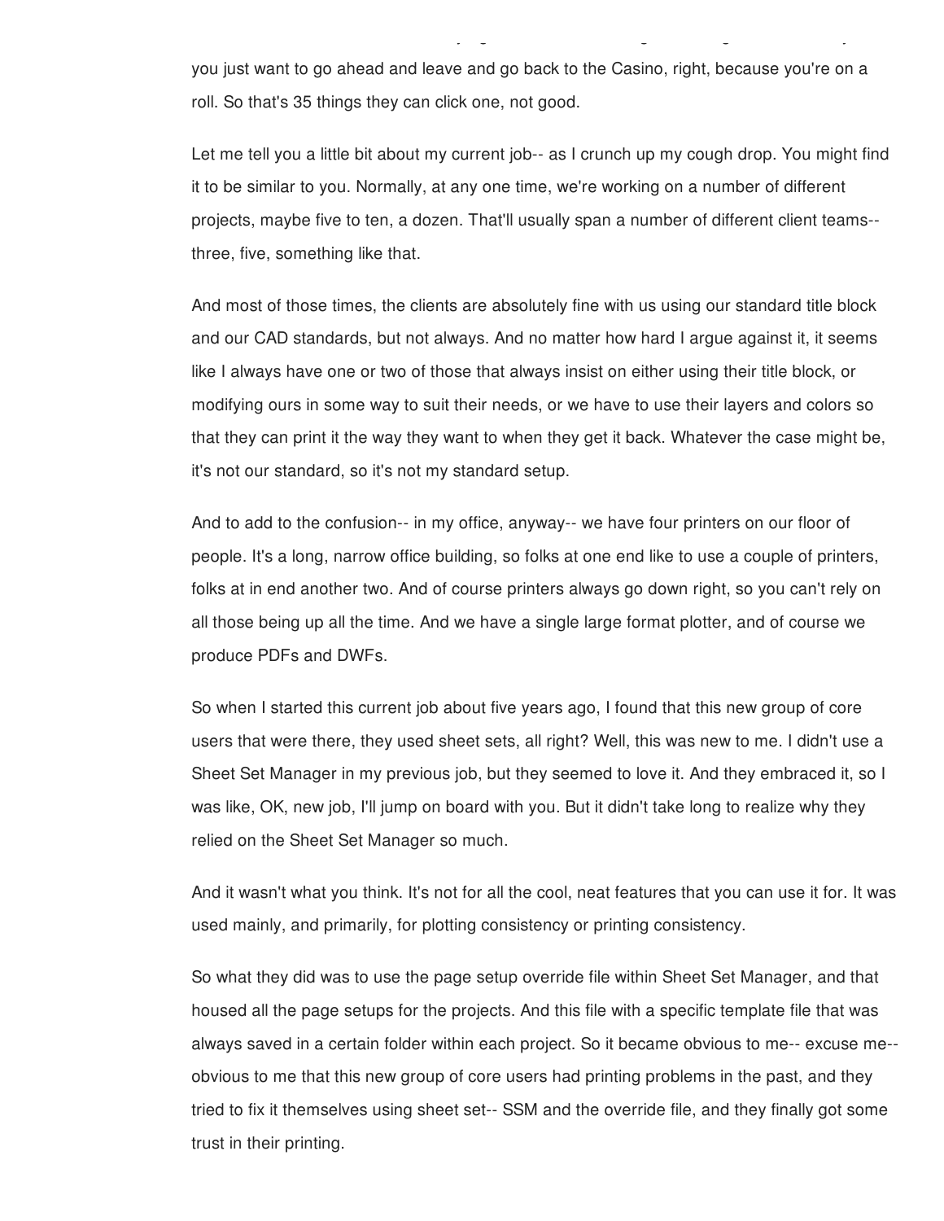you just want to go ahead and leave and go back to the Casino, right, because you're on a roll. So that's 35 things they can click one, not good.

Let me tell you a little bit about my current job-- as I crunch up my cough drop. You might find it to be similar to you. Normally, at any one time, we're working on a number of different projects, maybe five to ten, a dozen. That'll usually span a number of different client teams-- three, five, something like that.

And most of those times, the clients are absolutely fine with us using our standard title block and our CAD standards, but not always. And no matter how hard I argue against it, it seems like I always have one or two of those that always insist on either using their title block, or modifying ours in some way to suit their needs, or we have to use their layers and colors so that they can print it the way they want to when they get it back. Whatever the case might be, it's not our standard, so it's not my standard setup.

And to add to the confusion-- in my office, anyway-- we have four printers on our floor of people. It's a long, narrow office building, so folks at one end like to use a couple of printers, folks at in end another two. And of course printers always go down right, so you can't rely on all those being up all the time. And we have a single large format plotter, and of course we produce PDFs and DWFs.

So when I started this current job about five years ago, I found that this new group of core users that were there, they used sheet sets, all right? Well, this was new to me. I didn't use a Sheet Set Manager in my previous job, but they seemed to love it. And they embraced it, so I was like, OK, new job, I'll jump on board with you. But it didn't take long to realize why they relied on the Sheet Set Manager so much.

And it wasn't what you think. It's not for all the cool, neat features that you can use it for. It was used mainly, and primarily, for plotting consistency or printing consistency.

So what they did was to use the page setup override file within Sheet Set Manager, and that housed all the page setups for the projects. And this file with a specific template file that was always saved in a certain folder within each project. So it became obvious to me-- excuse me-- obvious to me that this new group of core users had printing problems in the past, and they tried to fix it themselves using sheet set-- SSM and the override file, and they finally got some trust in their printing.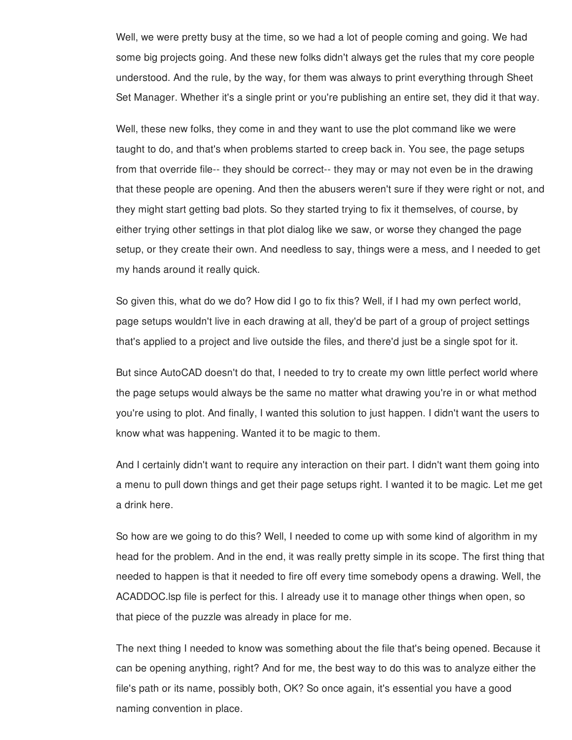Well, we were pretty busy at the time, so we had a lot of people coming and going. We had some big projects going. And these new folks didn't always get the rules that my core people understood. And the rule, by the way, for them was always to print everything through Sheet Set Manager. Whether it's a single print or you're publishing an entire set, they did it that way.

Well, these new folks, they come in and they want to use the plot command like we were taught to do, and that's when problems started to creep back in. You see, the page setups from that override file-- they should be correct-- they may or may not even be in the drawing that these people are opening. And then the abusers weren't sure if they were right or not, and they might start getting bad plots. So they started trying to fix it themselves, of course, by either trying other settings in that plot dialog like we saw, or worse they changed the page setup, or they create their own. And needless to say, things were a mess, and I needed to get my hands around it really quick.

So given this, what do we do? How did I go to fix this? Well, if I had my own perfect world, page setups wouldn't live in each drawing at all, they'd be part of a group of project settings that's applied to a project and live outside the files, and there'd just be a single spot for it.

But since AutoCAD doesn't do that, I needed to try to create my own little perfect world where the page setups would always be the same no matter what drawing you're in or what method you're using to plot. And finally, I wanted this solution to just happen. I didn't want the users to know what was happening. Wanted it to be magic to them.

And I certainly didn't want to require any interaction on their part. I didn't want them going into a menu to pull down things and get their page setups right. I wanted it to be magic. Let me get a drink here.

So how are we going to do this? Well, I needed to come up with some kind of algorithm in my head for the problem. And in the end, it was really pretty simple in its scope. The first thing that needed to happen is that it needed to fire off every time somebody opens a drawing. Well, the ACADDOC.lsp file is perfect for this. I already use it to manage other things when open, so that piece of the puzzle was already in place for me.

The next thing I needed to know was something about the file that's being opened. Because it can be opening anything, right? And for me, the best way to do this was to analyze either the file's path or its name, possibly both, OK? So once again, it's essential you have a good naming convention in place.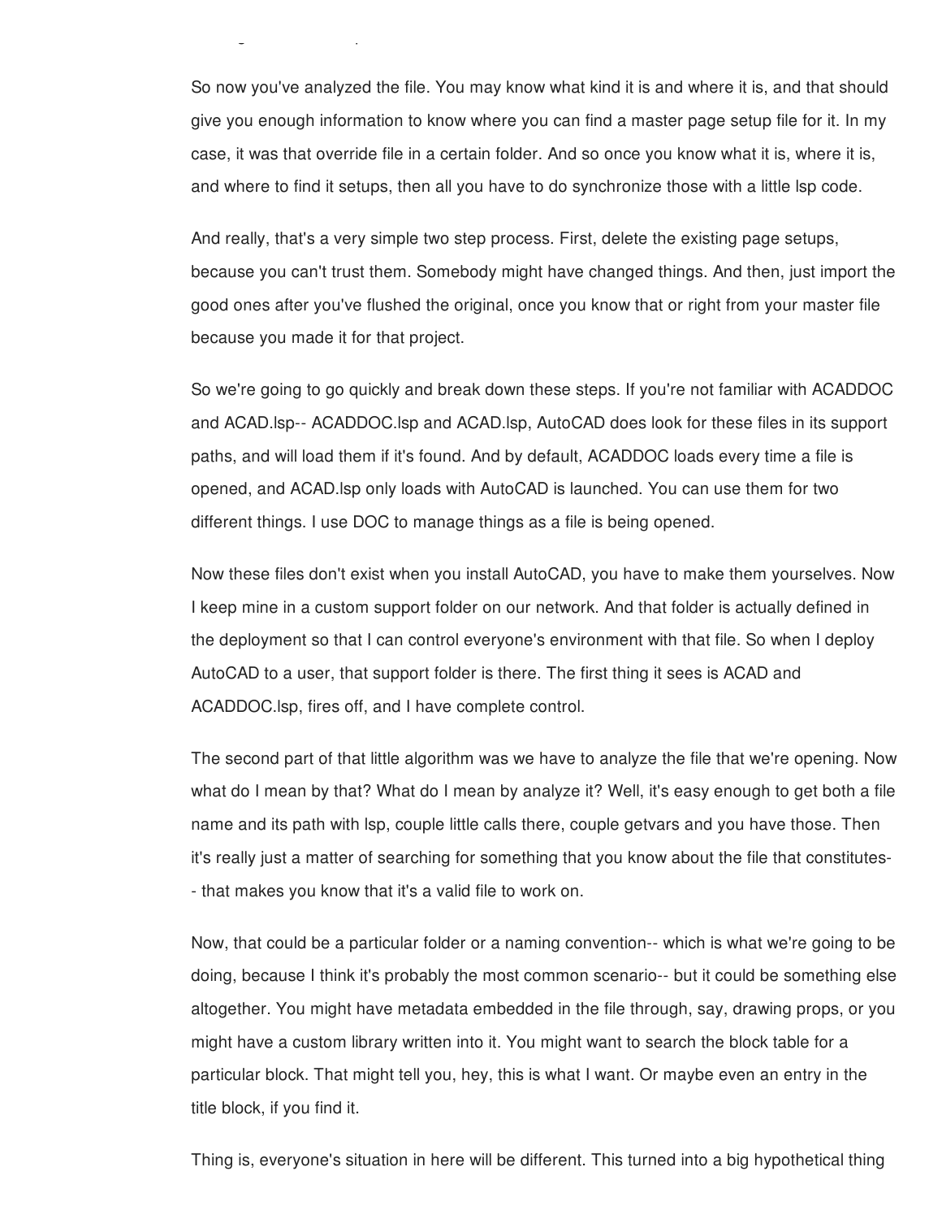So now you've analyzed the file. You may know what kind it is and where it is, and that should give you enough information to know where you can find a master page setup file for it. In my case, it was that override file in a certain folder. And so once you know what it is, where it is, and where to find it setups, then all you have to do synchronize those with a little lsp code.

And really, that's a very simple two step process. First, delete the existing page setups, because you can't trust them. Somebody might have changed things. And then, just import the good ones after you've flushed the original, once you know that or right from your master file because you made it for that project.

So we're going to go quickly and break down these steps. If you're not familiar with ACADDOC and ACAD.lsp-- ACADDOC.lsp and ACAD.lsp, AutoCAD does look for these files in its support paths, and will load them if it's found. And by default, ACADDOC loads every time a file is opened, and ACAD.lsp only loads with AutoCAD is launched. You can use them for two different things. I use DOC to manage things as a file is being opened.

Now these files don't exist when you install AutoCAD, you have to make them yourselves. Now I keep mine in a custom support folder on our network. And that folder is actually defined in the deployment so that I can control everyone's environment with that file. So when I deploy AutoCAD to a user, that support folder is there. The first thing it sees is ACAD and ACADDOC.lsp, fires off, and I have complete control.

The second part of that little algorithm was we have to analyze the file that we're opening. Now what do I mean by that? What do I mean by analyze it? Well, it's easy enough to get both a file name and its path with lsp, couple little calls there, couple getvars and you have those. Then it's really just a matter of searching for something that you know about the file that constitutes-- that makes you know that it's a valid file to work on.

Now, that could be a particular folder or a naming convention-- which is what we're going to be doing, because I think it's probably the most common scenario-- but it could be something else altogether. You might have metadata embedded in the file through, say, drawing props, or you might have a custom library written into it. You might want to search the block table for a particular block. That might tell you, hey, this is what I want. Or maybe even an entry in the title block, if you find it.

Thing is, everyone's situation in here will be different. This turned into a big hypothetical thing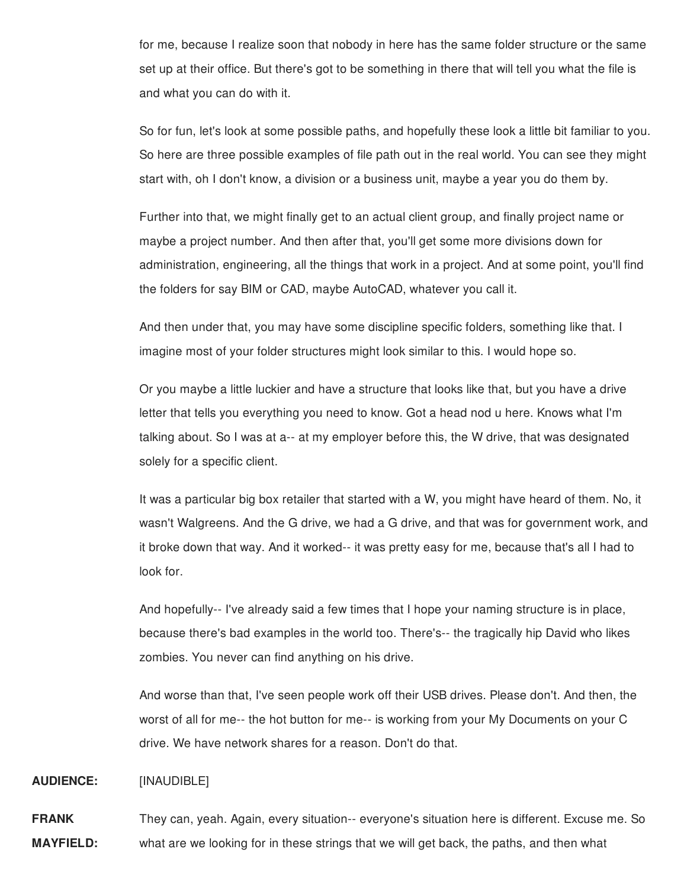for me, because I realize soon that nobody in here has the same folder structure or the same set up at their office. But there's got to be something in there that will tell you what the file is and what you can do with it.

So for fun, let's look at some possible paths, and hopefully these look a little bit familiar to you. So here are three possible examples of file path out in the real world. You can see they might start with, oh I don't know, a division or a business unit, maybe a year you do them by.

Further into that, we might finally get to an actual client group, and finally project name or maybe a project number. And then after that, you'll get some more divisions down for administration, engineering, all the things that work in a project. And at some point, you'll find the folders for say BIM or CAD, maybe AutoCAD, whatever you call it.

And then under that, you may have some discipline specific folders, something like that. I imagine most of your folder structures might look similar to this. I would hope so.

Or you maybe a little luckier and have a structure that looks like that, but you have a drive letter that tells you everything you need to know. Got a head nod u here. Knows what I'm talking about. So I was at a-- at my employer before this, the W drive, that was designated solely for a specific client.

It was a particular big box retailer that started with a W, you might have heard of them. No, it wasn't Walgreens. And the G drive, we had a G drive, and that was for government work, and it broke down that way. And it worked-- it was pretty easy for me, because that's all I had to look for.

And hopefully-- I've already said a few times that I hope your naming structure is in place, because there's bad examples in the world too. There's-- the tragically hip David who likes zombies. You never can find anything on his drive.

And worse than that, I've seen people work off their USB drives. Please don't. And then, the worst of all for me-- the hot button for me-- is working from your My Documents on your C drive. We have network shares for a reason. Don't do that.

**AUDIENCE:** [INAUDIBLE]

**FRANK MAYFIELD:** They can, yeah. Again, every situation-- everyone's situation here is different. Excuse me. So what are we looking for in these strings that we will get back, the paths, and then what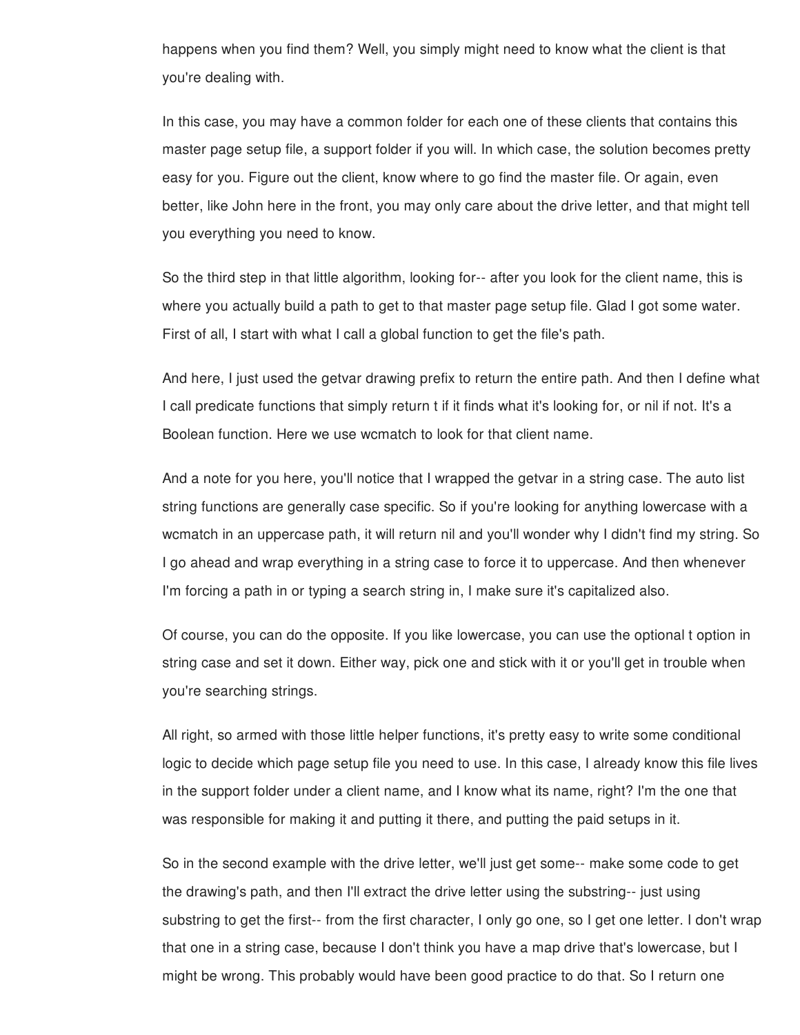happens when you find them? Well, you simply might need to know what the client is that you're dealing with.

In this case, you may have a common folder for each one of these clients that contains this master page setup file, a support folder if you will. In which case, the solution becomes pretty easy for you. Figure out the client, know where to go find the master file. Or again, even better, like John here in the front, you may only care about the drive letter, and that might tell you everything you need to know.

So the third step in that little algorithm, looking for-- after you look for the client name, this is where you actually build a path to get to that master page setup file. Glad I got some water. First of all, I start with what I call a global function to get the file's path.

And here, I just used the getvar drawing prefix to return the entire path. And then I define what I call predicate functions that simply return t if it finds what it's looking for, or nil if not. It's a Boolean function. Here we use wcmatch to look for that client name.

And a note for you here, you'll notice that I wrapped the getvar in a string case. The auto list string functions are generally case specific. So if you're looking for anything lowercase with a wcmatch in an uppercase path, it will return nil and you'll wonder why I didn't find my string. So I go ahead and wrap everything in a string case to force it to uppercase. And then whenever I'm forcing a path in or typing a search string in, I make sure it's capitalized also.

Of course, you can do the opposite. If you like lowercase, you can use the optional t option in string case and set it down. Either way, pick one and stick with it or you'll get in trouble when you're searching strings.

All right, so armed with those little helper functions, it's pretty easy to write some conditional logic to decide which page setup file you need to use. In this case, I already know this file lives in the support folder under a client name, and I know what its name, right? I'm the one that was responsible for making it and putting it there, and putting the paid setups in it.

So in the second example with the drive letter, we'll just get some-- make some code to get the drawing's path, and then I'll extract the drive letter using the substring-- just using substring to get the first-- from the first character, I only go one, so I get one letter. I don't wrap that one in a string case, because I don't think you have a map drive that's lowercase, but I might be wrong. This probably would have been good practice to do that. So I return one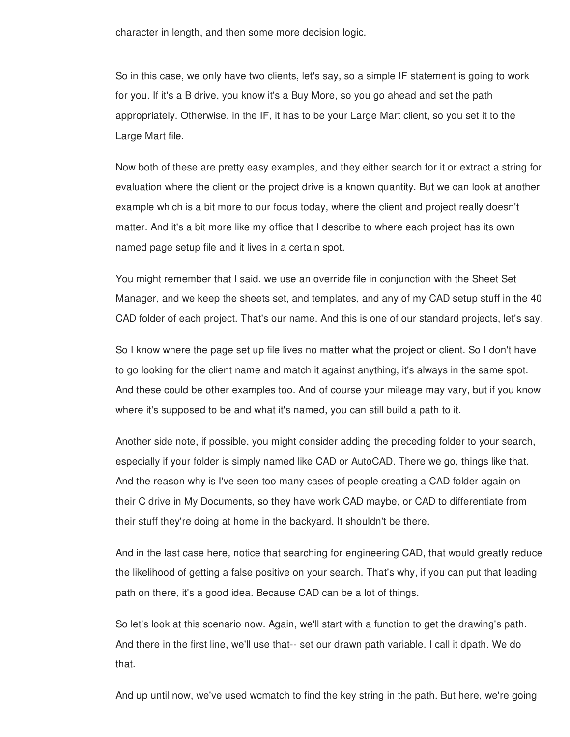character in length, and then some more decision logic.

So in this case, we only have two clients, let's say, so a simple IF statement is going to work for you. If it's a B drive, you know it's a Buy More, so you go ahead and set the path appropriately. Otherwise, in the IF, it has to be your Large Mart client, so you set it to the Large Mart file.

Now both of these are pretty easy examples, and they either search for it or extract a string for evaluation where the client or the project drive is a known quantity. But we can look at another example which is a bit more to our focus today, where the client and project really doesn't matter. And it's a bit more like my office that I describe to where each project has its own named page setup file and it lives in a certain spot.

You might remember that I said, we use an override file in conjunction with the Sheet Set Manager, and we keep the sheets set, and templates, and any of my CAD setup stuff in the 40 CAD folder of each project. That's our name. And this is one of our standard projects, let's say.

So I know where the page set up file lives no matter what the project or client. So I don't have to go looking for the client name and match it against anything, it's always in the same spot. And these could be other examples too. And of course your mileage may vary, but if you know where it's supposed to be and what it's named, you can still build a path to it.

Another side note, if possible, you might consider adding the preceding folder to your search, especially if your folder is simply named like CAD or AutoCAD. There we go, things like that. And the reason why is I've seen too many cases of people creating a CAD folder again on their C drive in My Documents, so they have work CAD maybe, or CAD to differentiate from their stuff they're doing at home in the backyard. It shouldn't be there.

And in the last case here, notice that searching for engineering CAD, that would greatly reduce the likelihood of getting a false positive on your search. That's why, if you can put that leading path on there, it's a good idea. Because CAD can be a lot of things.

So let's look at this scenario now. Again, we'll start with a function to get the drawing's path. And there in the first line, we'll use that-- set our drawn path variable. I call it dpath. We do that.

And up until now, we've used wcmatch to find the key string in the path. But here, we're going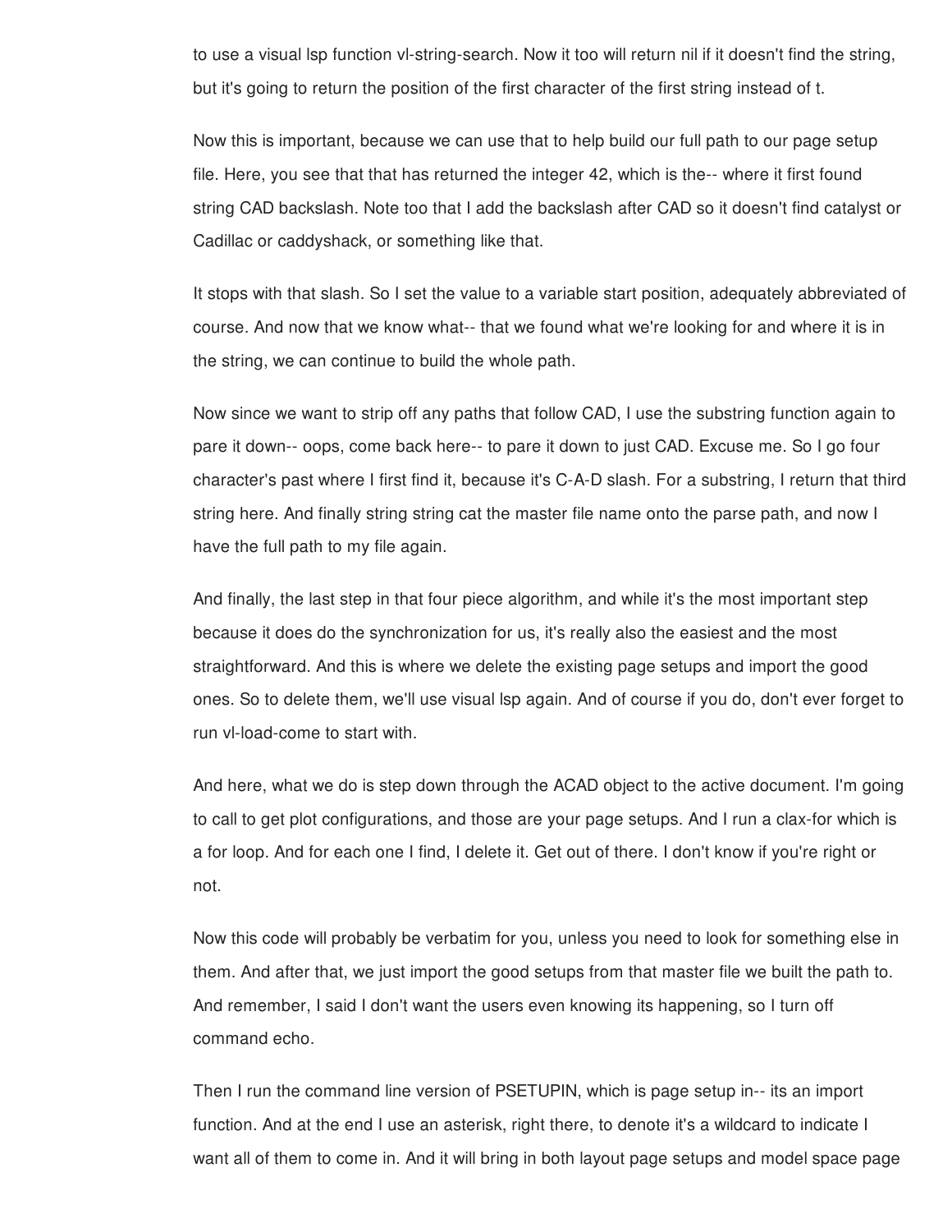to use a visual lsp function vl-string-search. Now it too will return nil if it doesn't find the string, but it's going to return the position of the first character of the first string instead of t.

Now this is important, because we can use that to help build our full path to our page setup file. Here, you see that that has returned the integer 42, which is the-- where it first found string CAD backslash. Note too that I add the backslash after CAD so it doesn't find catalyst or Cadillac or caddyshack, or something like that.

It stops with that slash. So I set the value to a variable start position, adequately abbreviated of course. And now that we know what-- that we found what we're looking for and where it is in the string, we can continue to build the whole path.

Now since we want to strip off any paths that follow CAD, I use the substring function again to pare it down-- oops, come back here-- to pare it down to just CAD. Excuse me. So I go four character's past where I first find it, because it's C-A-D slash. For a substring, I return that third string here. And finally string string cat the master file name onto the parse path, and now I have the full path to my file again.

And finally, the last step in that four piece algorithm, and while it's the most important step because it does do the synchronization for us, it's really also the easiest and the most straightforward. And this is where we delete the existing page setups and import the good ones. So to delete them, we'll use visual lsp again. And of course if you do, don't ever forget to run vl-load-come to start with.

And here, what we do is step down through the ACAD object to the active document. I'm going to call to get plot configurations, and those are your page setups. And I run a clax-for which is a for loop. And for each one I find, I delete it. Get out of there. I don't know if you're right or not.

Now this code will probably be verbatim for you, unless you need to look for something else in them. And after that, we just import the good setups from that master file we built the path to. And remember, I said I don't want the users even knowing its happening, so I turn off command echo.

Then I run the command line version of PSETUPIN, which is page setup in-- its an import function. And at the end I use an asterisk, right there, to denote it's a wildcard to indicate I want all of them to come in. And it will bring in both layout page setups and model space page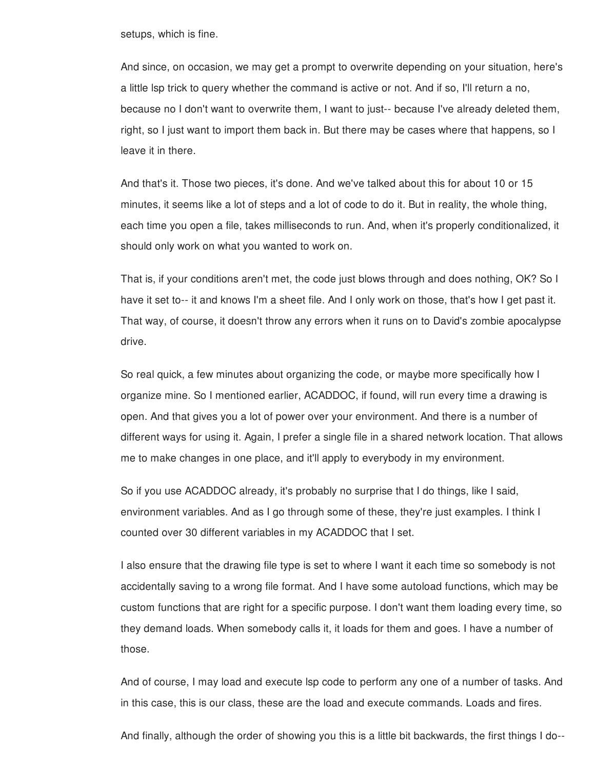setups, which is fine.

And since, on occasion, we may get a prompt to overwrite depending on your situation, here's a little lsp trick to query whether the command is active or not. And if so, I'll return a no, because no I don't want to overwrite them, I want to just-- because I've already deleted them, right, so I just want to import them back in. But there may be cases where that happens, so I leave it in there.

And that's it. Those two pieces, it's done. And we've talked about this for about 10 or 15 minutes, it seems like a lot of steps and a lot of code to do it. But in reality, the whole thing, each time you open a file, takes milliseconds to run. And, when it's properly conditionalized, it should only work on what you wanted to work on.

That is, if your conditions aren't met, the code just blows through and does nothing, OK? So I have it set to-- it and knows I'm a sheet file. And I only work on those, that's how I get past it. That way, of course, it doesn't throw any errors when it runs on to David's zombie apocalypse drive.

So real quick, a few minutes about organizing the code, or maybe more specifically how I organize mine. So I mentioned earlier, ACADDOC, if found, will run every time a drawing is open. And that gives you a lot of power over your environment. And there is a number of different ways for using it. Again, I prefer a single file in a shared network location. That allows me to make changes in one place, and it'll apply to everybody in my environment.

So if you use ACADDOC already, it's probably no surprise that I do things, like I said, environment variables. And as I go through some of these, they're just examples. I think I counted over 30 different variables in my ACADDOC that I set.

I also ensure that the drawing file type is set to where I want it each time so somebody is not accidentally saving to a wrong file format. And I have some autoload functions, which may be custom functions that are right for a specific purpose. I don't want them loading every time, so they demand loads. When somebody calls it, it loads for them and goes. I have a number of those.

And of course, I may load and execute lsp code to perform any one of a number of tasks. And in this case, this is our class, these are the load and execute commands. Loads and fires.

And finally, although the order of showing you this is a little bit backwards, the first things I do--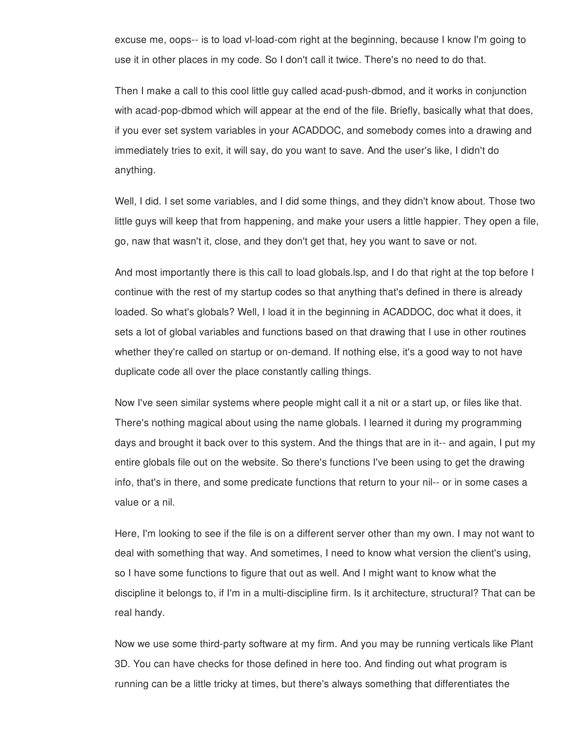excuse me, oops-- is to load vl-load-com right at the beginning, because I know I'm going to use it in other places in my code. So I don't call it twice. There's no need to do that.

Then I make a call to this cool little guy called acad-push-dbmod, and it works in conjunction with acad-pop-dbmod which will appear at the end of the file. Briefly, basically what that does, if you ever set system variables in your ACADDOC, and somebody comes into a drawing and immediately tries to exit, it will say, do you want to save. And the user's like, I didn't do anything.

Well, I did. I set some variables, and I did some things, and they didn't know about. Those two little guys will keep that from happening, and make your users a little happier. They open a file, go, naw that wasn't it, close, and they don't get that, hey you want to save or not.

And most importantly there is this call to load globals.lsp, and I do that right at the top before I continue with the rest of my startup codes so that anything that's defined in there is already loaded. So what's globals? Well, I load it in the beginning in ACADDOC, doc what it does, it sets a lot of global variables and functions based on that drawing that I use in other routines whether they're called on startup or on-demand. If nothing else, it's a good way to not have duplicate code all over the place constantly calling things.

Now I've seen similar systems where people might call it a nit or a start up, or files like that. There's nothing magical about using the name globals. I learned it during my programming days and brought it back over to this system. And the things that are in it-- and again, I put my entire globals file out on the website. So there's functions I've been using to get the drawing info, that's in there, and some predicate functions that return to your nil-- or in some cases a value or a nil.

Here, I'm looking to see if the file is on a different server other than my own. I may not want to deal with something that way. And sometimes, I need to know what version the client's using, so I have some functions to figure that out as well. And I might want to know what the discipline it belongs to, if I'm in a multi-discipline firm. Is it architecture, structural? That can be real handy.

Now we use some third-party software at my firm. And you may be running verticals like Plant 3D. You can have checks for those defined in here too. And finding out what program is running can be a little tricky at times, but there's always something that differentiates the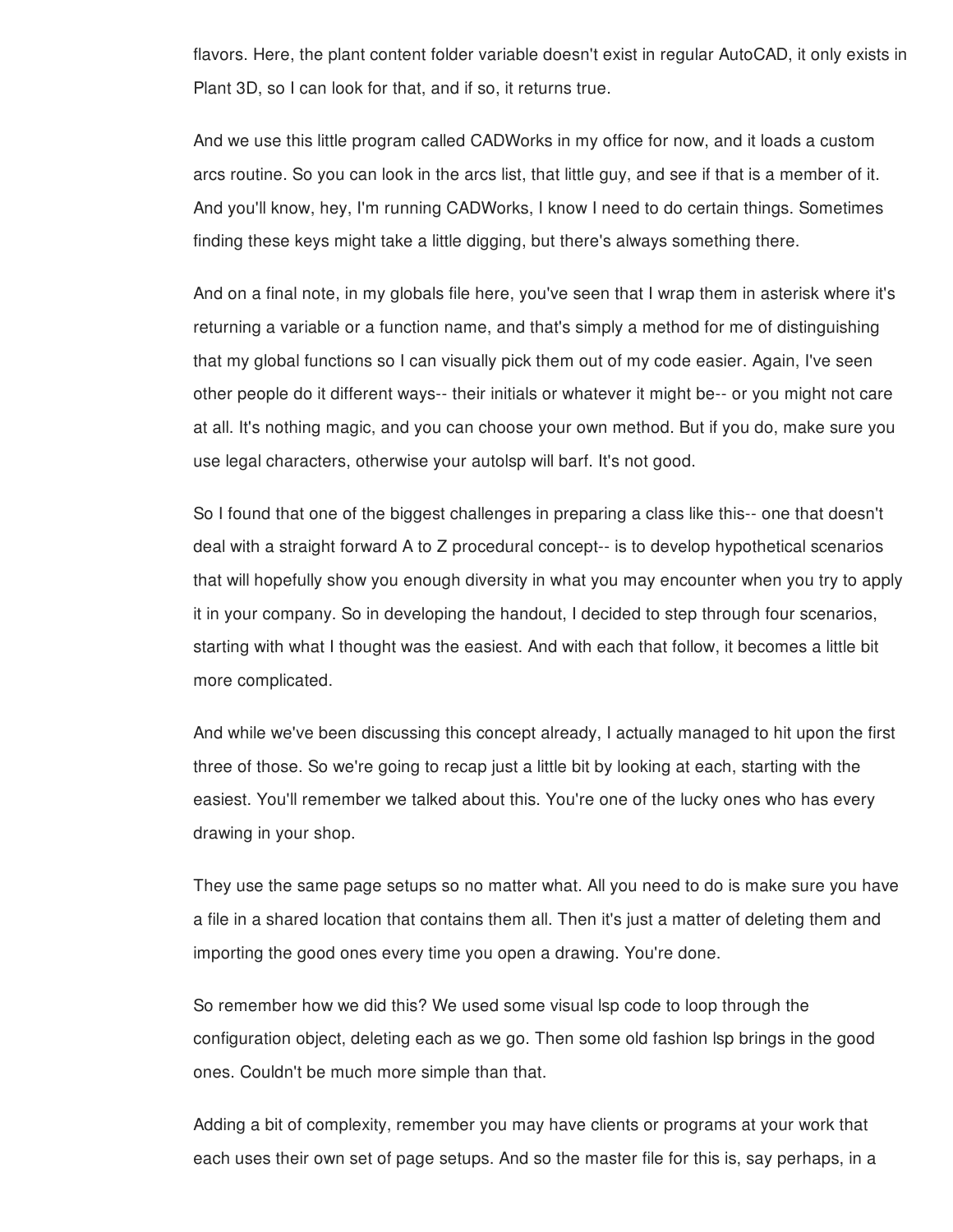flavors. Here, the plant content folder variable doesn't exist in regular AutoCAD, it only exists in Plant 3D, so I can look for that, and if so, it returns true.

And we use this little program called CADWorks in my office for now, and it loads a custom arcs routine. So you can look in the arcs list, that little guy, and see if that is a member of it. And you'll know, hey, I'm running CADWorks, I know I need to do certain things. Sometimes finding these keys might take a little digging, but there's always something there.

And on a final note, in my globals file here, you've seen that I wrap them in asterisk where it's returning a variable or a function name, and that's simply a method for me of distinguishing that my global functions so I can visually pick them out of my code easier. Again, I've seen other people do it different ways-- their initials or whatever it might be-- or you might not care at all. It's nothing magic, and you can choose your own method. But if you do, make sure you use legal characters, otherwise your autolsp will barf. It's not good.

So I found that one of the biggest challenges in preparing a class like this-- one that doesn't deal with a straight forward A to Z procedural concept-- is to develop hypothetical scenarios that will hopefully show you enough diversity in what you may encounter when you try to apply it in your company. So in developing the handout, I decided to step through four scenarios, starting with what I thought was the easiest. And with each that follow, it becomes a little bit more complicated.

And while we've been discussing this concept already, I actually managed to hit upon the first three of those. So we're going to recap just a little bit by looking at each, starting with the easiest. You'll remember we talked about this. You're one of the lucky ones who has every drawing in your shop.

They use the same page setups so no matter what. All you need to do is make sure you have a file in a shared location that contains them all. Then it's just a matter of deleting them and importing the good ones every time you open a drawing. You're done.

So remember how we did this? We used some visual lsp code to loop through the configuration object, deleting each as we go. Then some old fashion lsp brings in the good ones. Couldn't be much more simple than that.

Adding a bit of complexity, remember you may have clients or programs at your work that each uses their own set of page setups. And so the master file for this is, say perhaps, in a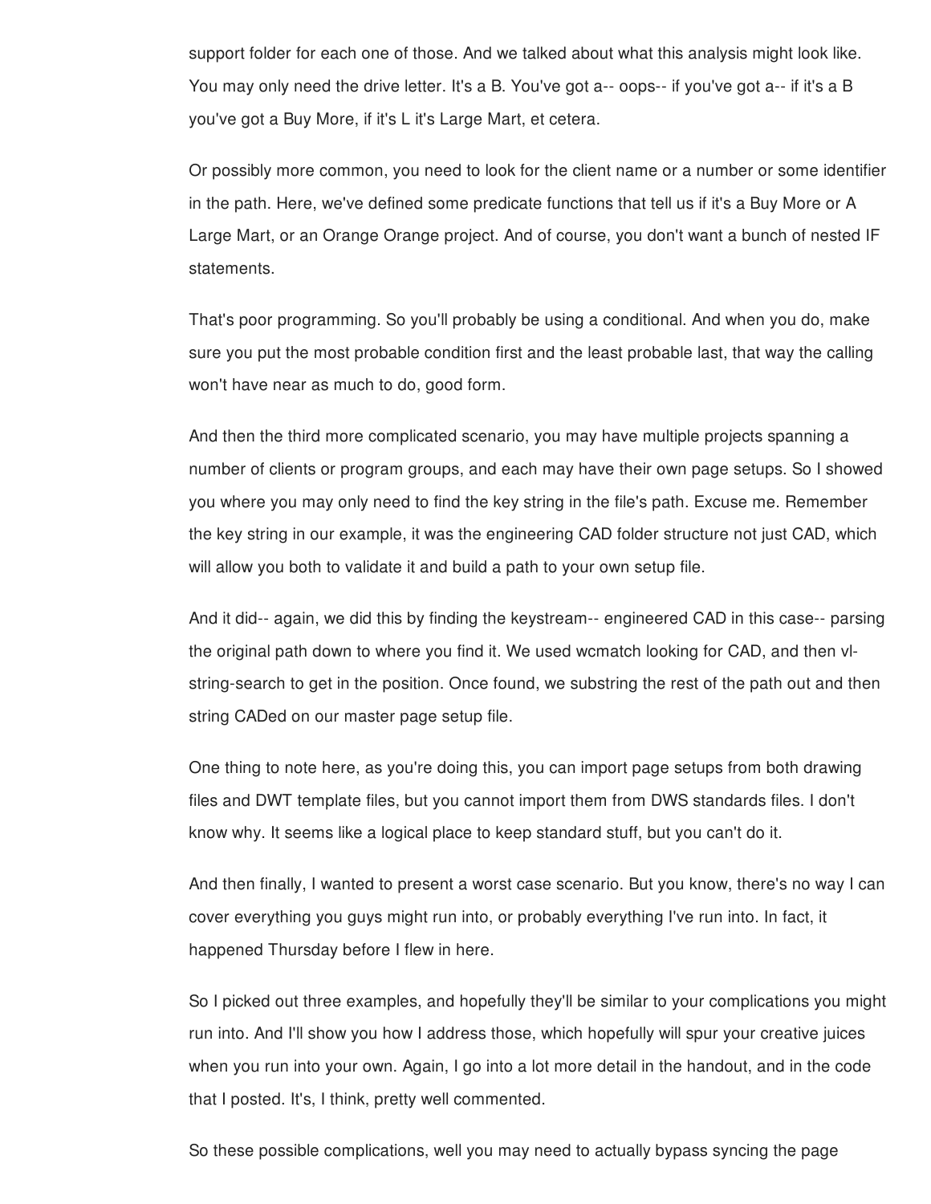support folder for each one of those. And we talked about what this analysis might look like. You may only need the drive letter. It's a B. You've got a-- oops-- if you've got a-- if it's a B you've got a Buy More, if it's L it's Large Mart, et cetera.

Or possibly more common, you need to look for the client name or a number or some identifier in the path. Here, we've defined some predicate functions that tell us if it's a Buy More or A Large Mart, or an Orange Orange project. And of course, you don't want a bunch of nested IF statements.

That's poor programming. So you'll probably be using a conditional. And when you do, make sure you put the most probable condition first and the least probable last, that way the calling won't have near as much to do, good form.

And then the third more complicated scenario, you may have multiple projects spanning a number of clients or program groups, and each may have their own page setups. So I showed you where you may only need to find the key string in the file's path. Excuse me. Remember the key string in our example, it was the engineering CAD folder structure not just CAD, which will allow you both to validate it and build a path to your own setup file.

And it did-- again, we did this by finding the keystream-- engineered CAD in this case-- parsing the original path down to where you find it. We used wcmatch looking for CAD, and then vl-string-search to get in the position. Once found, we substring the rest of the path out and then string CADed on our master page setup file.

One thing to note here, as you're doing this, you can import page setups from both drawing files and DWT template files, but you cannot import them from DWS standards files. I don't know why. It seems like a logical place to keep standard stuff, but you can't do it.

And then finally, I wanted to present a worst case scenario. But you know, there's no way I can cover everything you guys might run into, or probably everything I've run into. In fact, it happened Thursday before I flew in here.

So I picked out three examples, and hopefully they'll be similar to your complications you might run into. And I'll show you how I address those, which hopefully will spur your creative juices when you run into your own. Again, I go into a lot more detail in the handout, and in the code that I posted. It's, I think, pretty well commented.

So these possible complications, well you may need to actually bypass syncing the page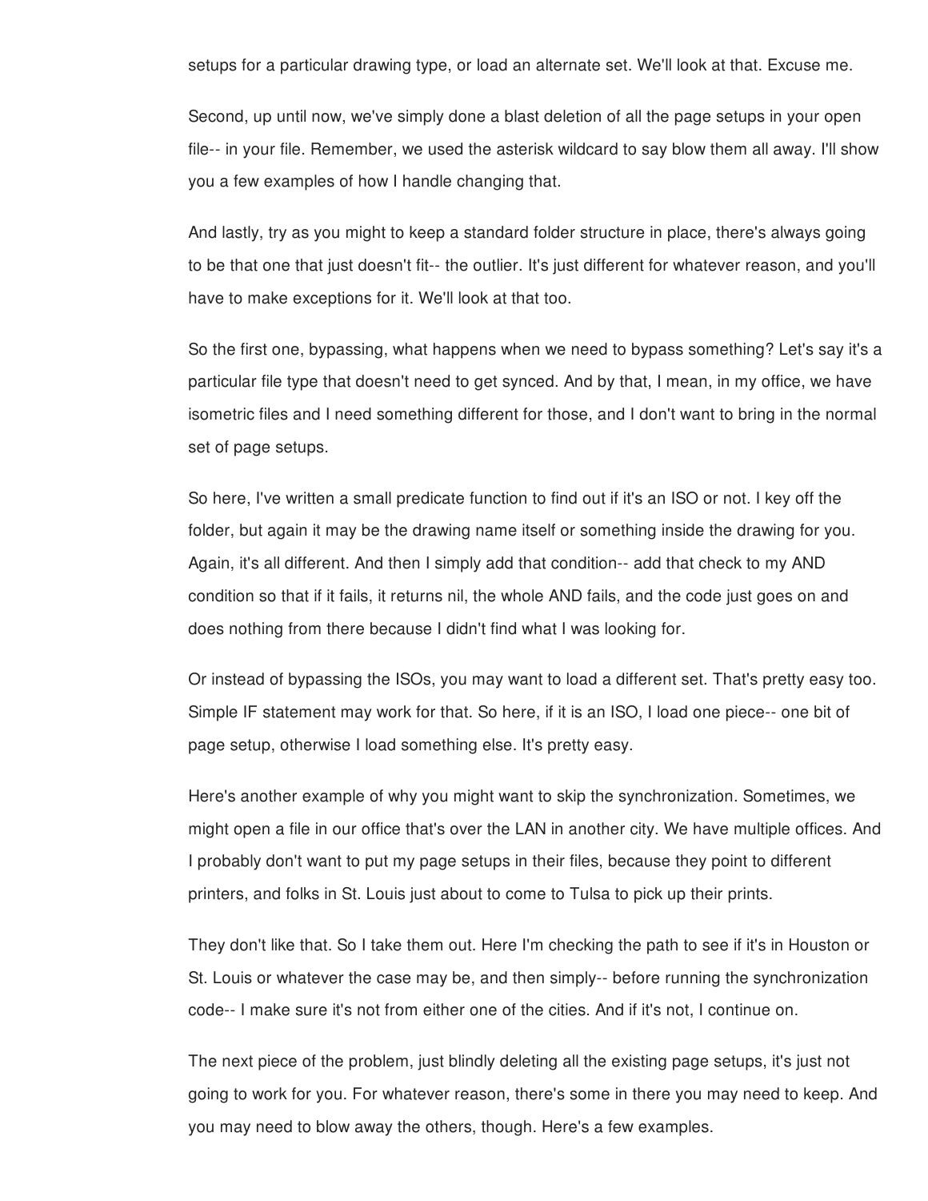setups for a particular drawing type, or load an alternate set. We'll look at that. Excuse me.

Second, up until now, we've simply done a blast deletion of all the page setups in your open file-- in your file. Remember, we used the asterisk wildcard to say blow them all away. I'll show you a few examples of how I handle changing that.

And lastly, try as you might to keep a standard folder structure in place, there's always going to be that one that just doesn't fit-- the outlier. It's just different for whatever reason, and you'll have to make exceptions for it. We'll look at that too.

So the first one, bypassing, what happens when we need to bypass something? Let's say it's a particular file type that doesn't need to get synced. And by that, I mean, in my office, we have isometric files and I need something different for those, and I don't want to bring in the normal set of page setups.

So here, I've written a small predicate function to find out if it's an ISO or not. I key off the folder, but again it may be the drawing name itself or something inside the drawing for you. Again, it's all different. And then I simply add that condition-- add that check to my AND condition so that if it fails, it returns nil, the whole AND fails, and the code just goes on and does nothing from there because I didn't find what I was looking for.

Or instead of bypassing the ISOs, you may want to load a different set. That's pretty easy too. Simple IF statement may work for that. So here, if it is an ISO, I load one piece-- one bit of page setup, otherwise I load something else. It's pretty easy.

Here's another example of why you might want to skip the synchronization. Sometimes, we might open a file in our office that's over the LAN in another city. We have multiple offices. And I probably don't want to put my page setups in their files, because they point to different printers, and folks in St. Louis just about to come to Tulsa to pick up their prints.

They don't like that. So I take them out. Here I'm checking the path to see if it's in Houston or St. Louis or whatever the case may be, and then simply-- before running the synchronization code-- I make sure it's not from either one of the cities. And if it's not, I continue on.

The next piece of the problem, just blindly deleting all the existing page setups, it's just not going to work for you. For whatever reason, there's some in there you may need to keep. And you may need to blow away the others, though. Here's a few examples.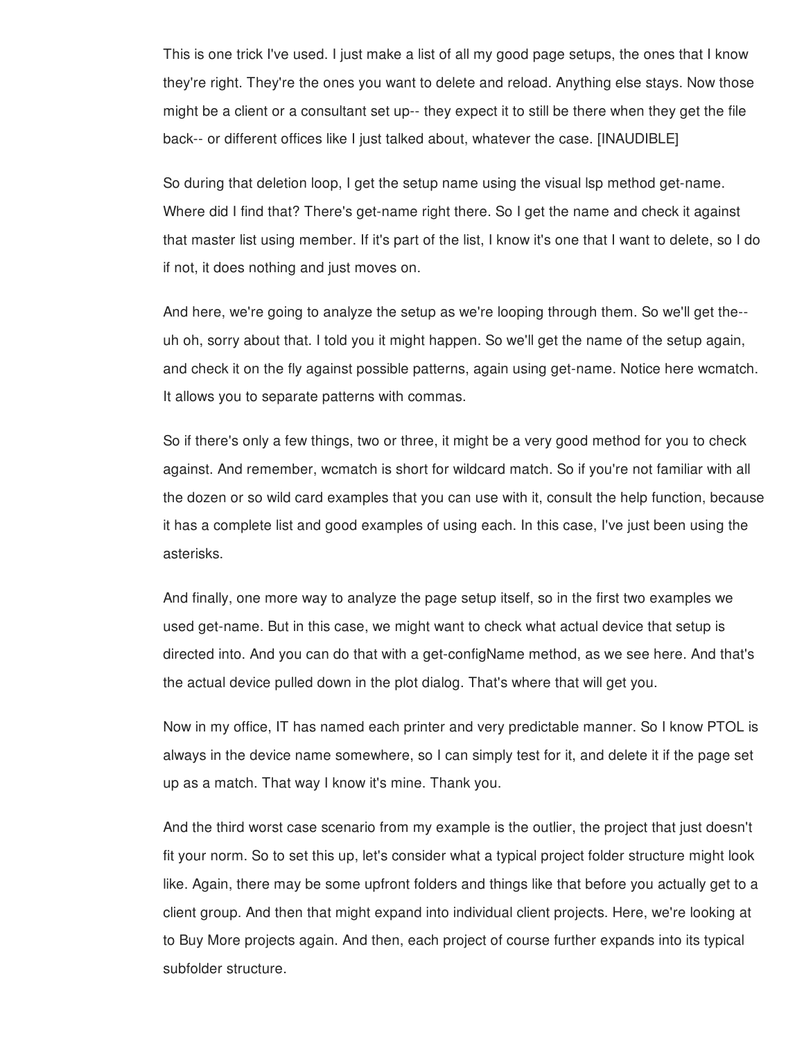This is one trick I've used. I just make a list of all my good page setups, the ones that I know they're right. They're the ones you want to delete and reload. Anything else stays. Now those might be a client or a consultant set up-- they expect it to still be there when they get the file back-- or different offices like I just talked about, whatever the case. [INAUDIBLE]

So during that deletion loop, I get the setup name using the visual lsp method get-name. Where did I find that? There's get-name right there. So I get the name and check it against that master list using member. If it's part of the list, I know it's one that I want to delete, so I do if not, it does nothing and just moves on.

And here, we're going to analyze the setup as we're looping through them. So we'll get the-- uh oh, sorry about that. I told you it might happen. So we'll get the name of the setup again, and check it on the fly against possible patterns, again using get-name. Notice here wcmatch. It allows you to separate patterns with commas.

So if there's only a few things, two or three, it might be a very good method for you to check against. And remember, wcmatch is short for wildcard match. So if you're not familiar with all the dozen or so wild card examples that you can use with it, consult the help function, because it has a complete list and good examples of using each. In this case, I've just been using the asterisks.

And finally, one more way to analyze the page setup itself, so in the first two examples we used get-name. But in this case, we might want to check what actual device that setup is directed into. And you can do that with a get-configName method, as we see here. And that's the actual device pulled down in the plot dialog. That's where that will get you.

Now in my office, IT has named each printer and very predictable manner. So I know PTOL is always in the device name somewhere, so I can simply test for it, and delete it if the page set up as a match. That way I know it's mine. Thank you.

And the third worst case scenario from my example is the outlier, the project that just doesn't fit your norm. So to set this up, let's consider what a typical project folder structure might look like. Again, there may be some upfront folders and things like that before you actually get to a client group. And then that might expand into individual client projects. Here, we're looking at to Buy More projects again. And then, each project of course further expands into its typical subfolder structure.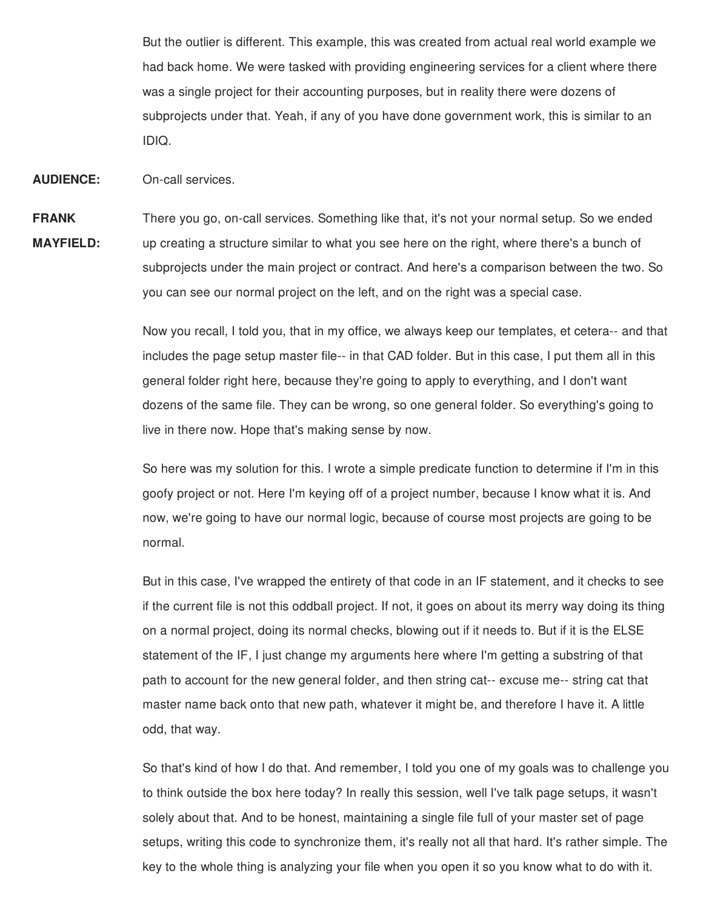But the outlier is different. This example, this was created from actual real world example we had back home. We were tasked with providing engineering services for a client where there was a single project for their accounting purposes, but in reality there were dozens of subprojects under that. Yeah, if any of you have done government work, this is similar to an IDIQ.

**AUDIENCE:** On-call services.

**FRANK MAYFIELD:** There you go, on-call services. Something like that, it's not your normal setup. So we ended up creating a structure similar to what you see here on the right, where there's a bunch of subprojects under the main project or contract. And here's a comparison between the two. So you can see our normal project on the left, and on the right was a special case.

Now you recall, I told you, that in my office, we always keep our templates, et cetera-- and that includes the page setup master file-- in that CAD folder. But in this case, I put them all in this general folder right here, because they're going to apply to everything, and I don't want dozens of the same file. They can be wrong, so one general folder. So everything's going to live in there now. Hope that's making sense by now.

So here was my solution for this. I wrote a simple predicate function to determine if I'm in this goofy project or not. Here I'm keying off of a project number, because I know what it is. And now, we're going to have our normal logic, because of course most projects are going to be normal.

But in this case, I've wrapped the entirety of that code in an IF statement, and it checks to see if the current file is not this oddball project. If not, it goes on about its merry way doing its thing on a normal project, doing its normal checks, blowing out if it needs to. But if it is the ELSE statement of the IF, I just change my arguments here where I'm getting a substring of that path to account for the new general folder, and then string cat-- excuse me-- string cat that master name back onto that new path, whatever it might be, and therefore I have it. A little odd, that way.

So that's kind of how I do that. And remember, I told you one of my goals was to challenge you to think outside the box here today? In really this session, well I've talk page setups, it wasn't solely about that. And to be honest, maintaining a single file full of your master set of page setups, writing this code to synchronize them, it's really not all that hard. It's rather simple. The key to the whole thing is analyzing your file when you open it so you know what to do with it.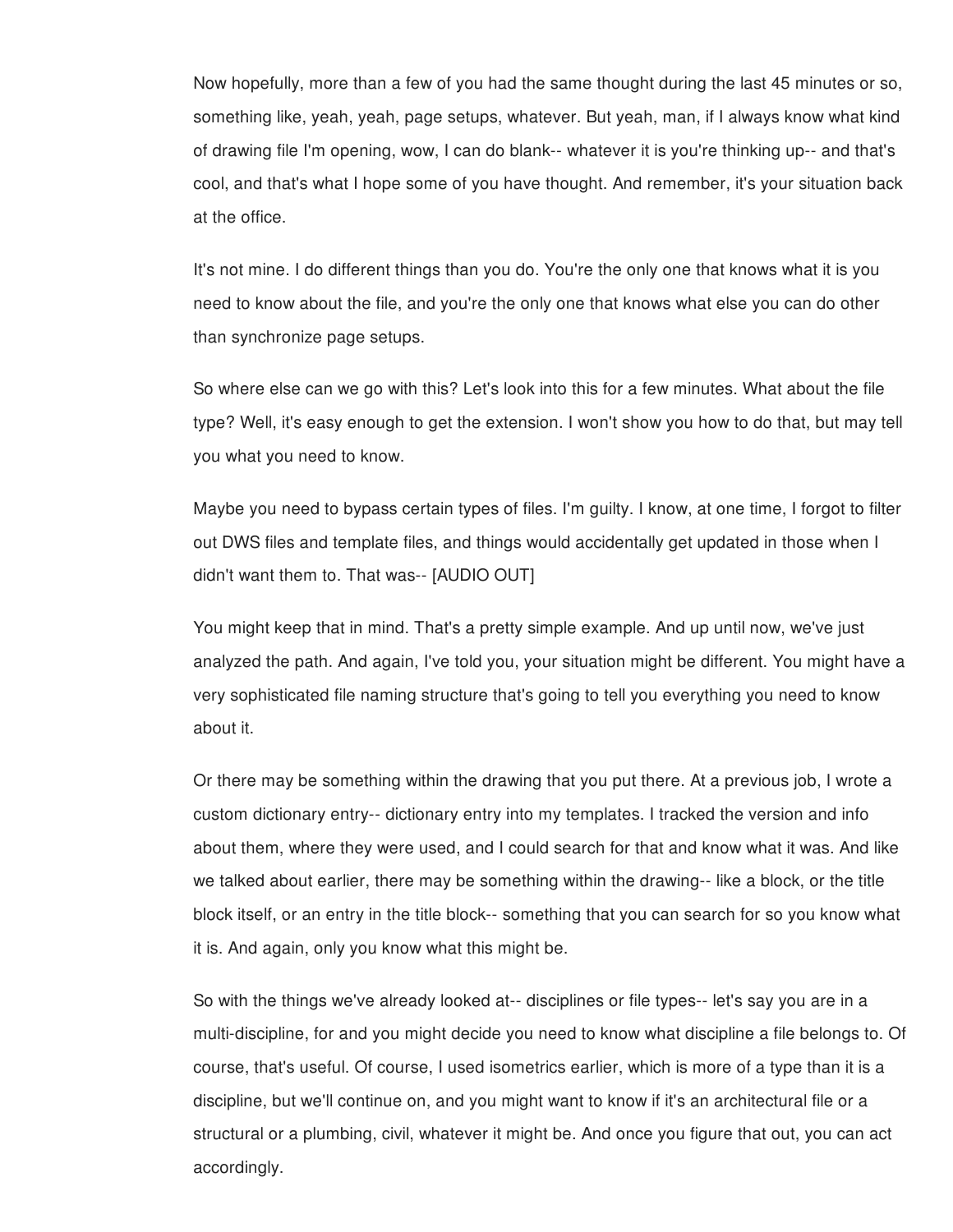Now hopefully, more than a few of you had the same thought during the last 45 minutes or so, something like, yeah, yeah, page setups, whatever. But yeah, man, if I always know what kind of drawing file I'm opening, wow, I can do blank-- whatever it is you're thinking up-- and that's cool, and that's what I hope some of you have thought. And remember, it's your situation back at the office.

It's not mine. I do different things than you do. You're the only one that knows what it is you need to know about the file, and you're the only one that knows what else you can do other than synchronize page setups.

So where else can we go with this? Let's look into this for a few minutes. What about the file type? Well, it's easy enough to get the extension. I won't show you how to do that, but may tell you what you need to know.

Maybe you need to bypass certain types of files. I'm guilty. I know, at one time, I forgot to filter out DWS files and template files, and things would accidentally get updated in those when I didn't want them to. That was-- [AUDIO OUT]

You might keep that in mind. That's a pretty simple example. And up until now, we've just analyzed the path. And again, I've told you, your situation might be different. You might have a very sophisticated file naming structure that's going to tell you everything you need to know about it.

Or there may be something within the drawing that you put there. At a previous job, I wrote a custom dictionary entry-- dictionary entry into my templates. I tracked the version and info about them, where they were used, and I could search for that and know what it was. And like we talked about earlier, there may be something within the drawing-- like a block, or the title block itself, or an entry in the title block-- something that you can search for so you know what it is. And again, only you know what this might be.

So with the things we've already looked at-- disciplines or file types-- let's say you are in a multi-discipline, for and you might decide you need to know what discipline a file belongs to. Of course, that's useful. Of course, I used isometrics earlier, which is more of a type than it is a discipline, but we'll continue on, and you might want to know if it's an architectural file or a structural or a plumbing, civil, whatever it might be. And once you figure that out, you can act accordingly.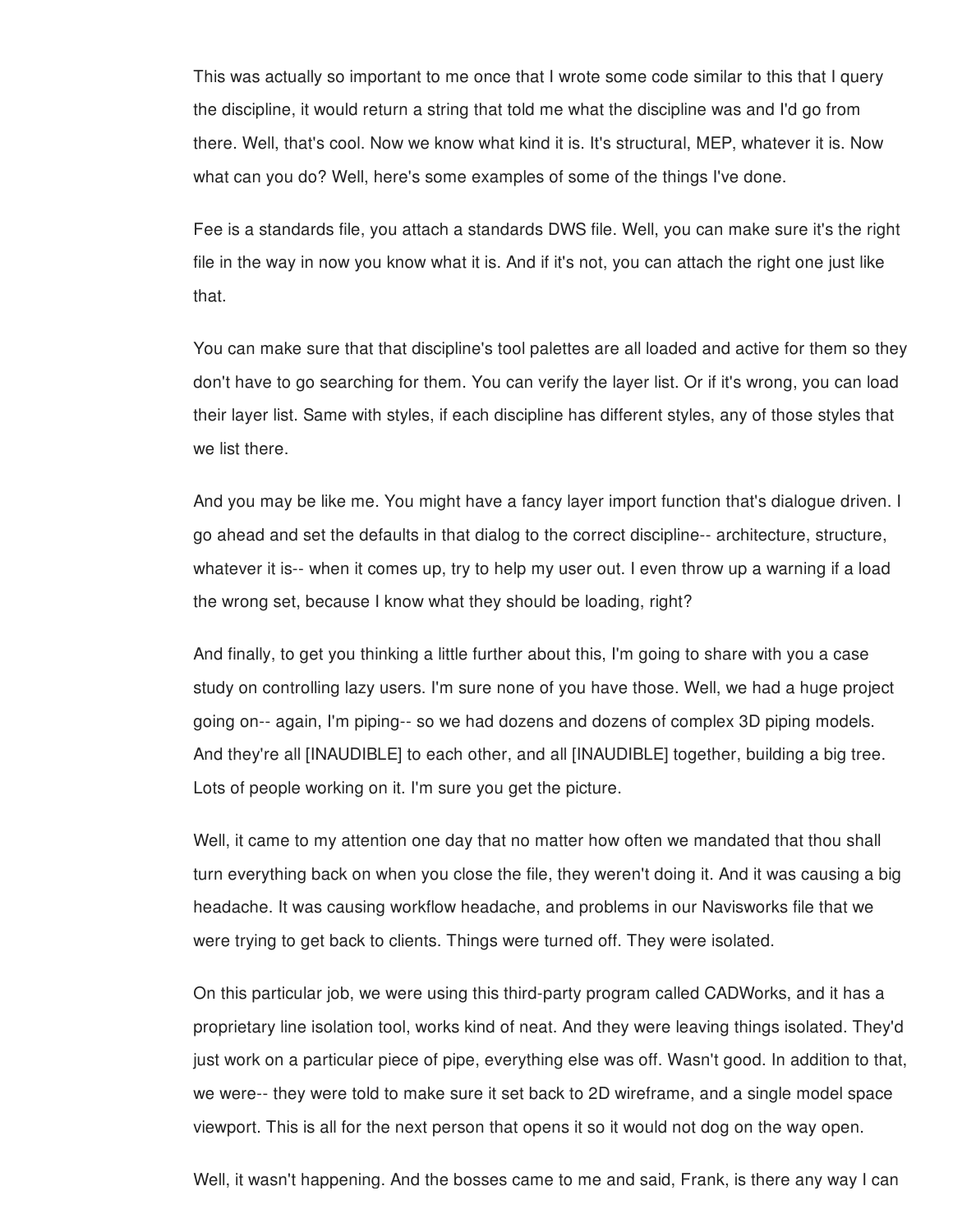This was actually so important to me once that I wrote some code similar to this that I query the discipline, it would return a string that told me what the discipline was and I'd go from there. Well, that's cool. Now we know what kind it is. It's structural, MEP, whatever it is. Now what can you do? Well, here's some examples of some of the things I've done.

Fee is a standards file, you attach a standards DWS file. Well, you can make sure it's the right file in the way in now you know what it is. And if it's not, you can attach the right one just like that.

You can make sure that that discipline's tool palettes are all loaded and active for them so they don't have to go searching for them. You can verify the layer list. Or if it's wrong, you can load their layer list. Same with styles, if each discipline has different styles, any of those styles that we list there.

And you may be like me. You might have a fancy layer import function that's dialogue driven. I go ahead and set the defaults in that dialog to the correct discipline-- architecture, structure, whatever it is-- when it comes up, try to help my user out. I even throw up a warning if a load the wrong set, because I know what they should be loading, right?

And finally, to get you thinking a little further about this, I'm going to share with you a case study on controlling lazy users. I'm sure none of you have those. Well, we had a huge project going on-- again, I'm piping-- so we had dozens and dozens of complex 3D piping models. And they're all [INAUDIBLE] to each other, and all [INAUDIBLE] together, building a big tree. Lots of people working on it. I'm sure you get the picture.

Well, it came to my attention one day that no matter how often we mandated that thou shall turn everything back on when you close the file, they weren't doing it. And it was causing a big headache. It was causing workflow headache, and problems in our Navisworks file that we were trying to get back to clients. Things were turned off. They were isolated.

On this particular job, we were using this third-party program called CADWorks, and it has a proprietary line isolation tool, works kind of neat. And they were leaving things isolated. They'd just work on a particular piece of pipe, everything else was off. Wasn't good. In addition to that, we were-- they were told to make sure it set back to 2D wireframe, and a single model space viewport. This is all for the next person that opens it so it would not dog on the way open.

Well, it wasn't happening. And the bosses came to me and said, Frank, is there any way I can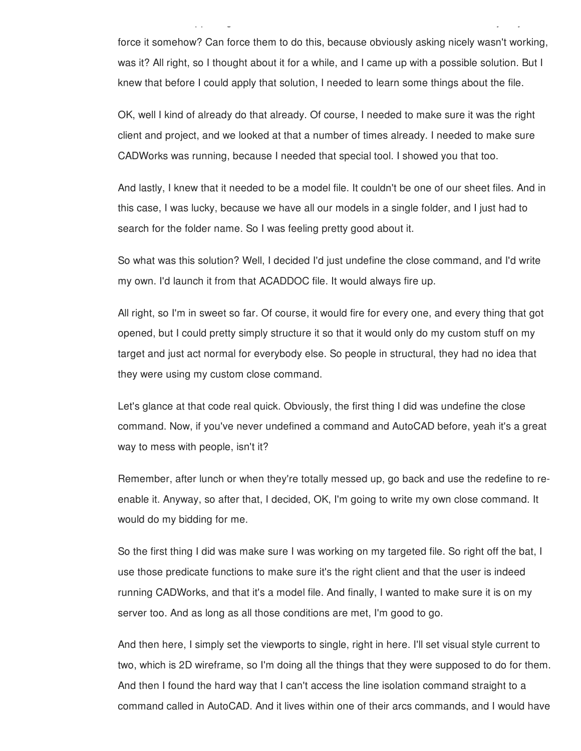force it somehow? Can force them to do this, because obviously asking nicely wasn't working, was it? All right, so I thought about it for a while, and I came up with a possible solution. But I knew that before I could apply that solution, I needed to learn some things about the file.

OK, well I kind of already do that already. Of course, I needed to make sure it was the right client and project, and we looked at that a number of times already. I needed to make sure CADWorks was running, because I needed that special tool. I showed you that too.

And lastly, I knew that it needed to be a model file. It couldn't be one of our sheet files. And in this case, I was lucky, because we have all our models in a single folder, and I just had to search for the folder name. So I was feeling pretty good about it.

So what was this solution? Well, I decided I'd just undefine the close command, and I'd write my own. I'd launch it from that ACADDOC file. It would always fire up.

All right, so I'm in sweet so far. Of course, it would fire for every one, and every thing that got opened, but I could pretty simply structure it so that it would only do my custom stuff on my target and just act normal for everybody else. So people in structural, they had no idea that they were using my custom close command.

Let's glance at that code real quick. Obviously, the first thing I did was undefine the close command. Now, if you've never undefined a command and AutoCAD before, yeah it's a great way to mess with people, isn't it?

Remember, after lunch or when they're totally messed up, go back and use the redefine to re-enable it. Anyway, so after that, I decided, OK, I'm going to write my own close command. It would do my bidding for me.

So the first thing I did was make sure I was working on my targeted file. So right off the bat, I use those predicate functions to make sure it's the right client and that the user is indeed running CADWorks, and that it's a model file. And finally, I wanted to make sure it is on my server too. And as long as all those conditions are met, I'm good to go.

And then here, I simply set the viewports to single, right in here. I'll set visual style current to two, which is 2D wireframe, so I'm doing all the things that they were supposed to do for them. And then I found the hard way that I can't access the line isolation command straight to a command called in AutoCAD. And it lives within one of their arcs commands, and I would have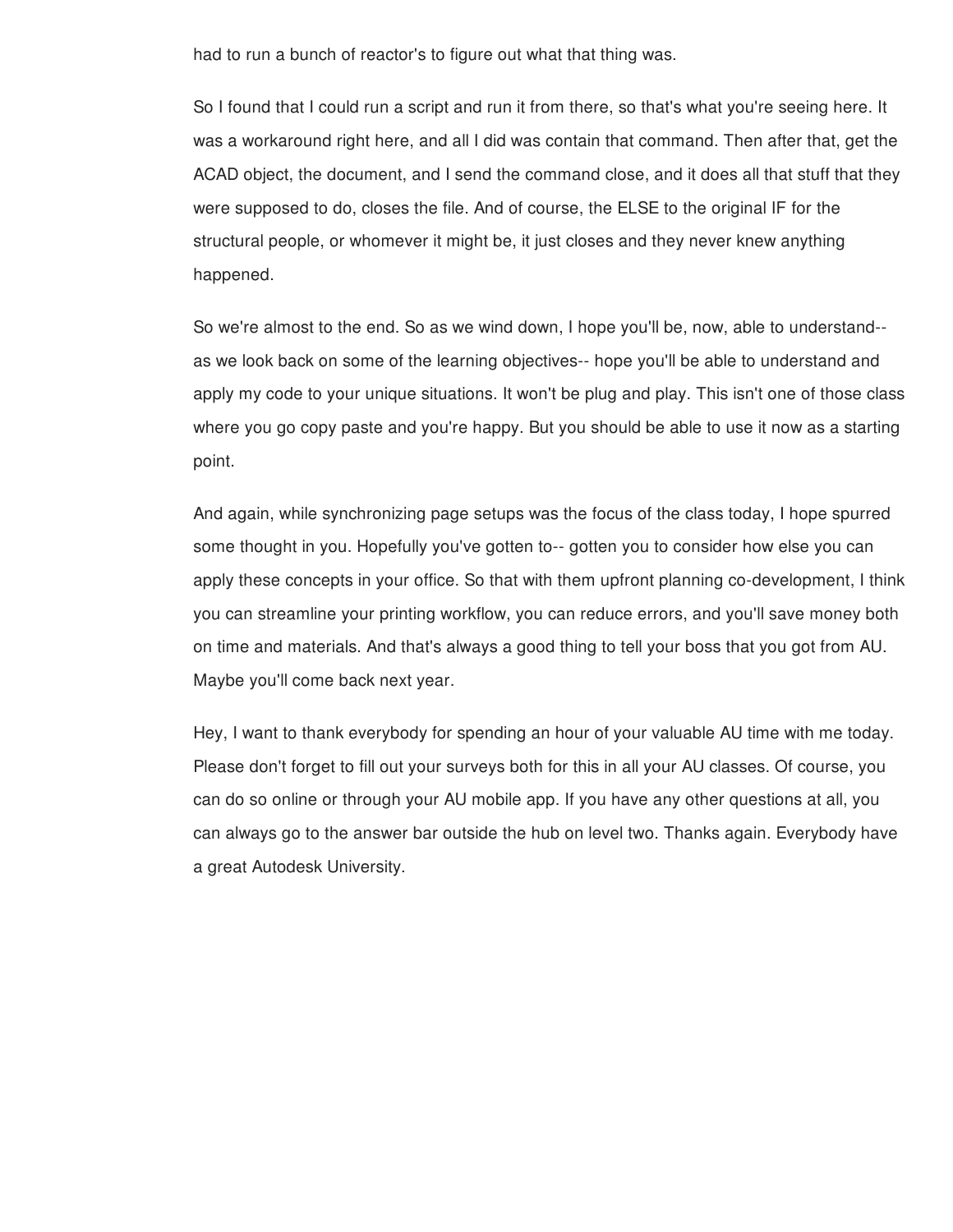had to run a bunch of reactor's to figure out what that thing was.

So I found that I could run a script and run it from there, so that's what you're seeing here. It was a workaround right here, and all I did was contain that command. Then after that, get the ACAD object, the document, and I send the command close, and it does all that stuff that they were supposed to do, closes the file. And of course, the ELSE to the original IF for the structural people, or whomever it might be, it just closes and they never knew anything happened.

So we're almost to the end. So as we wind down, I hope you'll be, now, able to understand-- as we look back on some of the learning objectives-- hope you'll be able to understand and apply my code to your unique situations. It won't be plug and play. This isn't one of those class where you go copy paste and you're happy. But you should be able to use it now as a starting point.

And again, while synchronizing page setups was the focus of the class today, I hope spurred some thought in you. Hopefully you've gotten to-- gotten you to consider how else you can apply these concepts in your office. So that with them upfront planning co-development, I think you can streamline your printing workflow, you can reduce errors, and you'll save money both on time and materials. And that's always a good thing to tell your boss that you got from AU. Maybe you'll come back next year.

Hey, I want to thank everybody for spending an hour of your valuable AU time with me today. Please don't forget to fill out your surveys both for this in all your AU classes. Of course, you can do so online or through your AU mobile app. If you have any other questions at all, you can always go to the answer bar outside the hub on level two. Thanks again. Everybody have a great Autodesk University.